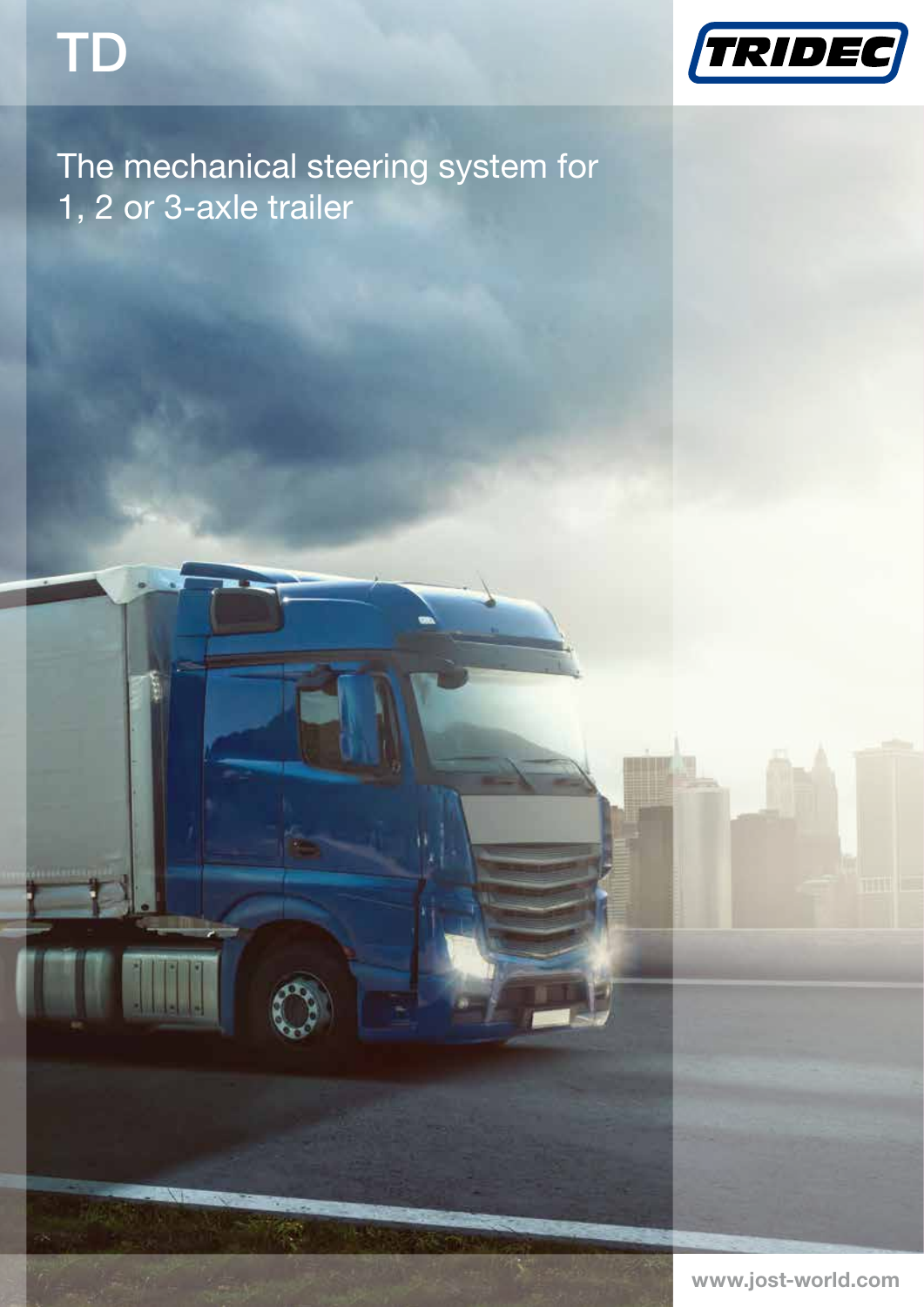# TD

TRIDEC

## The mechanical steering system for 1, 2 or 3-axle trailer

www.jost-world.com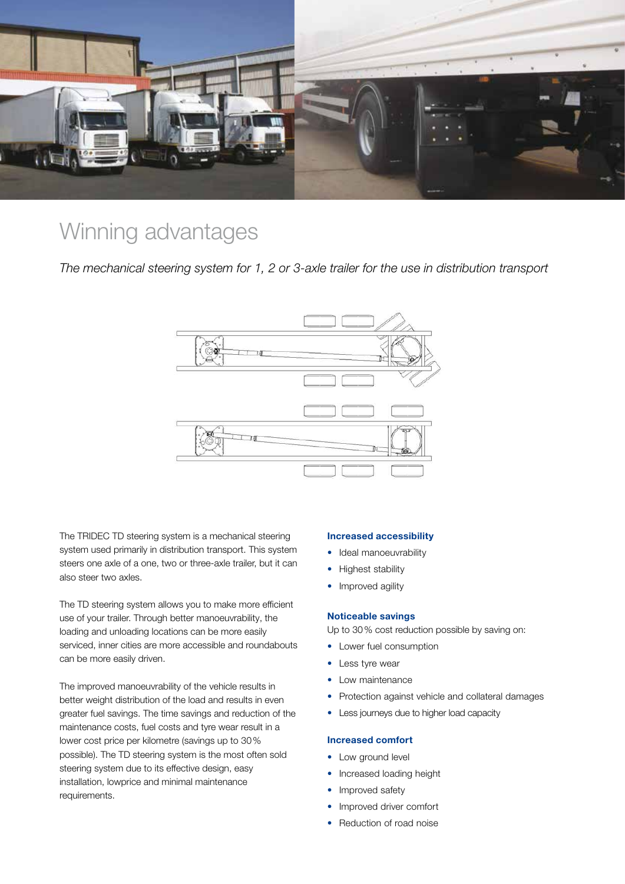# Winning advantages

*The mechanical steering system for 1, 2 or 3-axle trailer for the use in distribution transport*

The TRIDEC TD steering system is a mechanical steering system used primarily in distribution transport. This system steers one axle of a one, two or three-axle trailer, but it can also steer two axles.

The TD steering system allows you to make more efficient use of your trailer. Through better manoeuvrability, the loading and unloading locations can be more easily serviced, inner cities are more accessible and roundabouts can be more easily driven.

The improved manoeuvrability of the vehicle results in better weight distribution of the load and results in even greater fuel savings. The time savings and reduction of the maintenance costs, fuel costs and tyre wear result in a lower cost price per kilometre (savings up to 30 % possible). The TD steering system is the most often sold steering system due to its effective design, easy installation, lowprice and minimal maintenance requirements.

### Increased accessibility

- Ideal manoeuvrability
- Highest stability
- Improved agility

### Noticeable savings

Up to 30 % cost reduction possible by saving on:

- Lower fuel consumption
- Less tyre wear
- Low maintenance
- Protection against vehicle and collateral damages
- Less journeys due to higher load capacity

### Increased comfort

- Low ground level
- Increased loading height
- Improved safety
- Improved driver comfort
- Reduction of road noise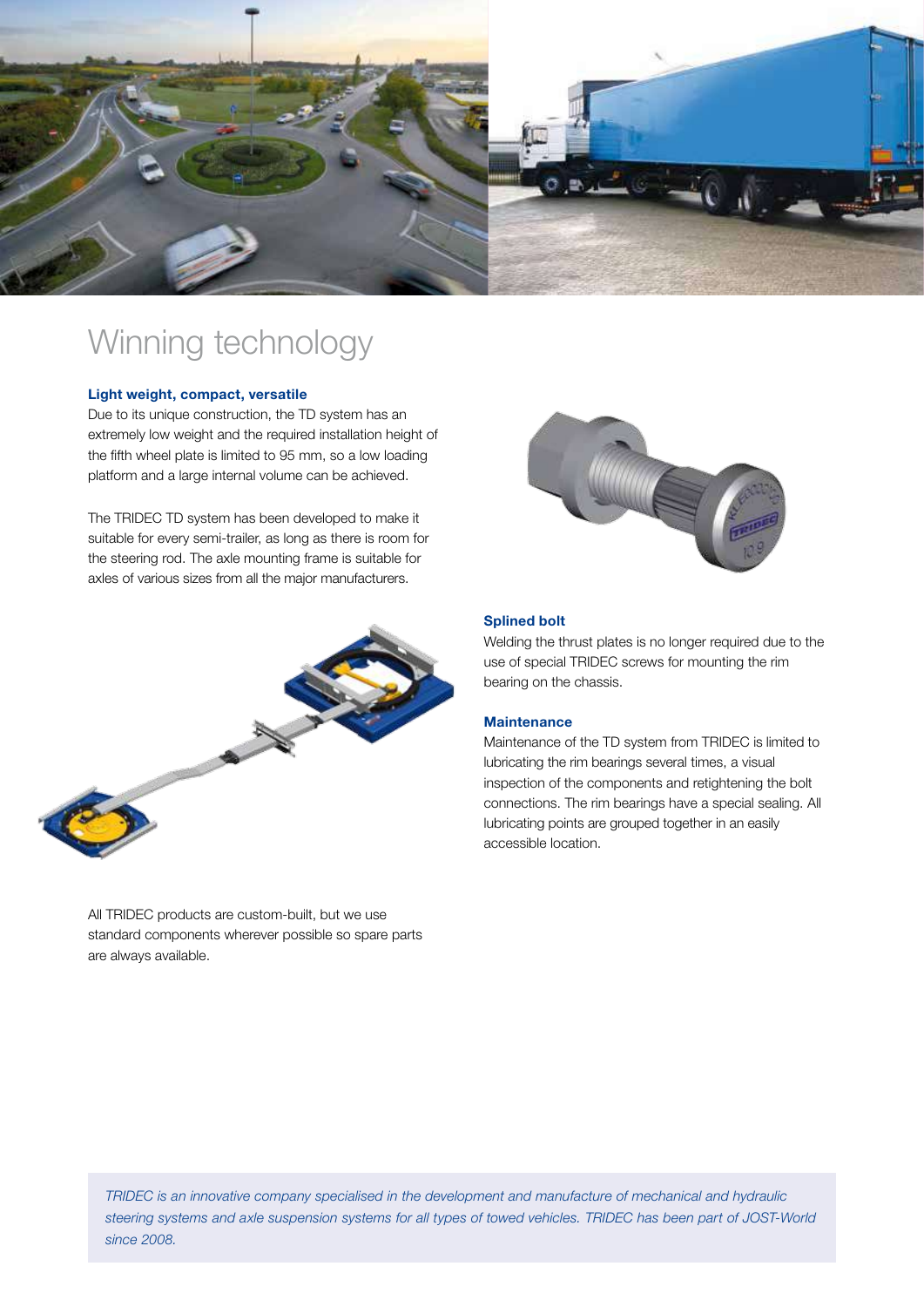# Winning technology

**Light weight, compact, versatile**

Due to its unique construction, the TD system has an extremely low weight and the required installation height of the fifth wheel plate is limited to 95 mm, so a low loading platform and a large internal volume can be achieved.

The TRIDEC TD system has been developed to make it suitable for every semi-trailer, as long as there is room for the steering rod. The axle mounting frame is suitable for axles of various sizes from all the major manufacturers.

**Splined bolt**

Welding the thrust plates is no longer required due to the use of special TRIDEC screws for mounting the rim bearing on the chassis.

**Maintenance**

Maintenance of the TD system from TRIDEC is limited to lubricating the rim bearings several times, a visual inspection of the components and retightening the bolt connections. The rim bearings have a special sealing. All lubricating points are grouped together in an easily accessible location.

All TRIDEC products are custom-built, but we use standard components wherever possible so spare parts are always available.

*TRIDEC is an innovative company specialised in the development and manufacture of mechanical and hydraulic steering systems and axle suspension systems for all types of towed vehicles. TRIDEC has been part of JOST-World since 2008.*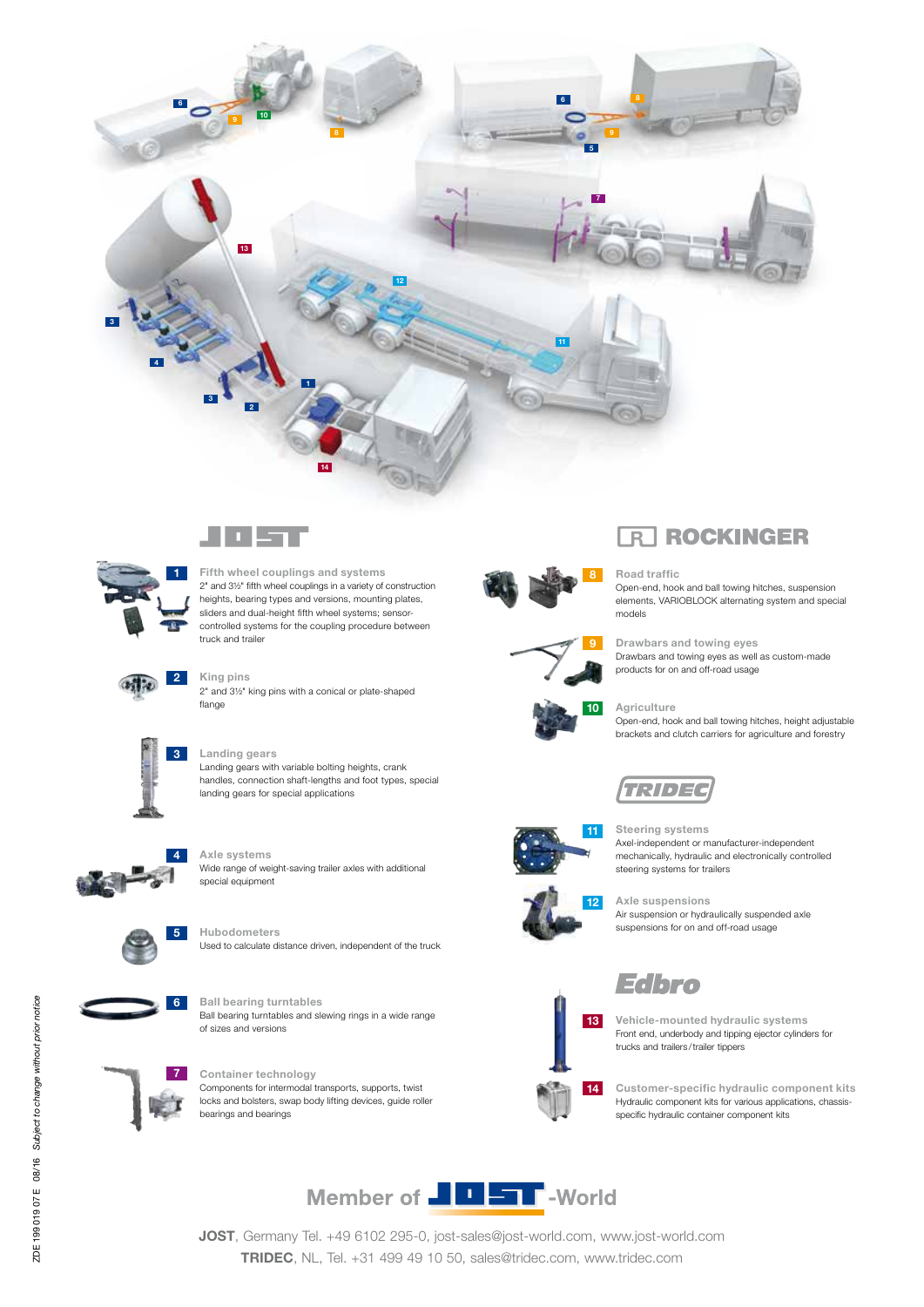## JOST

**1** Fifth wheel couplings and systems
2" and 3½" fifth wheel couplings in a variety of construction heights, bearing types and versions, mounting plates, sliders and dual-height fifth wheel systems; sensor-controlled systems for the coupling procedure between truck and trailer

**2** King pins
2" and 3½" king pins with a conical or plate-shaped flange

**3** Landing gears
Landing gears with variable bolting heights, crank handles, connection shaft-lengths and foot types, special landing gears for special applications

**4** Axle systems
Wide range of weight-saving trailer axles with additional special equipment

**5** Hubodometers
Used to calculate distance driven, independent of the truck

**6** Ball bearing turntables
Ball bearing turntables and slewing rings in a wide range of sizes and versions

**7** Container technology
Components for intermodal transports, supports, twist locks and bolsters, swap body lifting devices, guide roller bearings and bearings

## ROCKINGER

**8** Road traffic
Open-end, hook and ball towing hitches, suspension elements, VARIOBLOCK alternating system and special models

**9** Drawbars and towing eyes
Drawbars and towing eyes as well as custom-made products for on and off-road usage

**10** Agriculture
Open-end, hook and ball towing hitches, height adjustable brackets and clutch carriers for agriculture and forestry

## TRIDEC

**11** Steering systems
Axel-independent or manufacturer-independent mechanically, hydraulic and electronically controlled steering systems for trailers

**12** Axle suspensions
Air suspension or hydraulically suspended axle suspensions for on and off-road usage

## Edbro

**13** Vehicle-mounted hydraulic systems
Front end, underbody and tipping ejector cylinders for trucks and trailers / trailer tippers

**14** Customer-specific hydraulic component kits
Hydraulic component kits for various applications, chassis-specific hydraulic container component kits

Member of JOST-World

**JOST**, Germany Tel. +49 6102 295-0, jost-sales@jost-world.com, www.jost-world.com
**TRIDEC**, NL, Tel. +31 499 49 10 50, sales@tridec.com, www.tridec.com

ZDE 199 019 07 E 08/16 *Subject to change without prior notice*